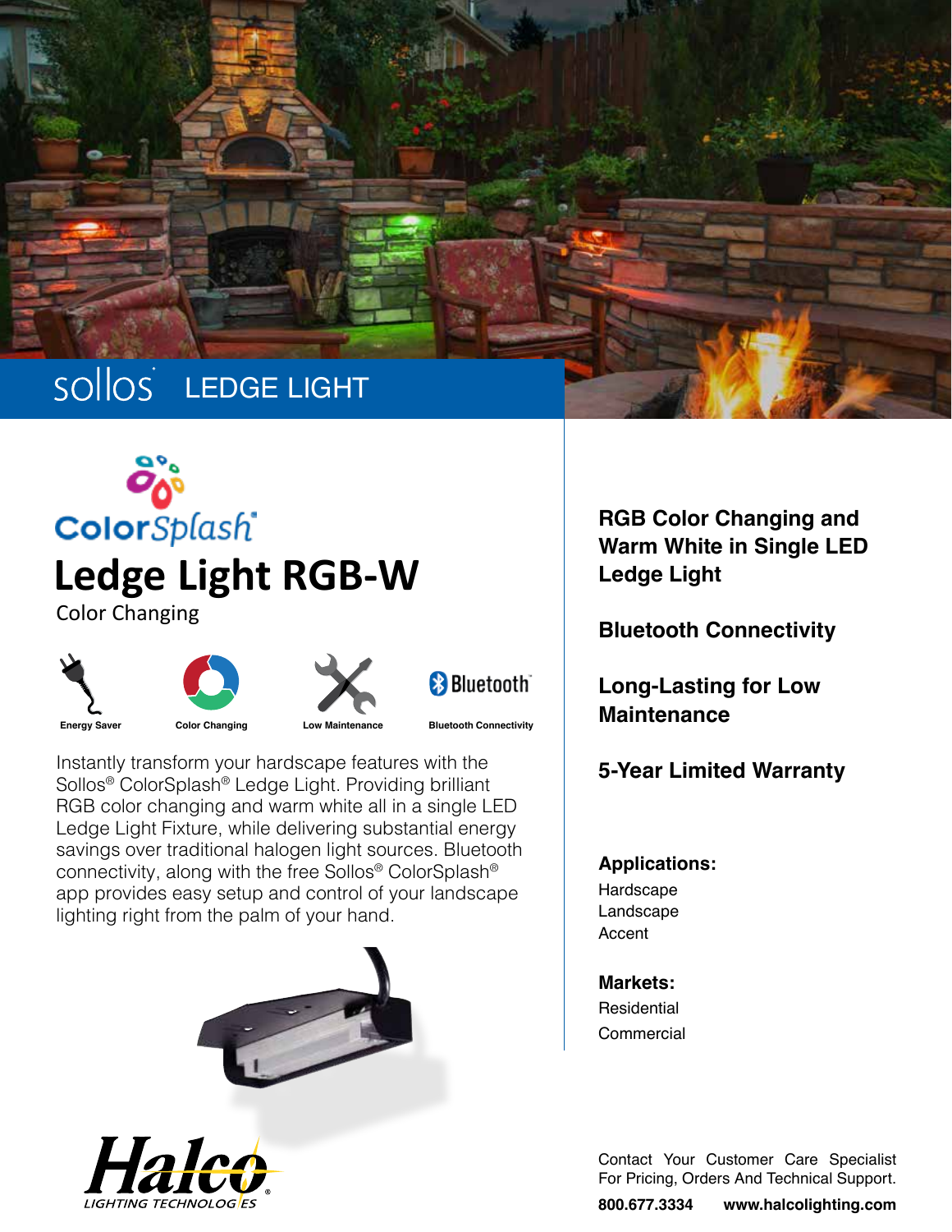sollos LEDGE LIGHT

ColorSplash®

# Ledge Light RGB-W

Color Changing

Energy Saver | Color Changing | Low Maintenance | Bluetooth Connectivity

Instantly transform your hardscape features with the Sollos® ColorSplash® Ledge Light. Providing brilliant RGB color changing and warm white all in a single LED Ledge Light Fixture, while delivering substantial energy savings over traditional halogen light sources. Bluetooth connectivity, along with the free Sollos® ColorSplash® app provides easy setup and control of your landscape lighting right from the palm of your hand.

**RGB Color Changing and Warm White in Single LED Ledge Light**

**Bluetooth Connectivity**

**Long-Lasting for Low Maintenance**

**5-Year Limited Warranty**

**Applications:**

Hardscape
Landscape
Accent

**Markets:**

Residential
Commercial

Halco® LIGHTING TECHNOLOGIES

Contact Your Customer Care Specialist For Pricing, Orders And Technical Support.

**800.677.3334** **www.halcolighting.com**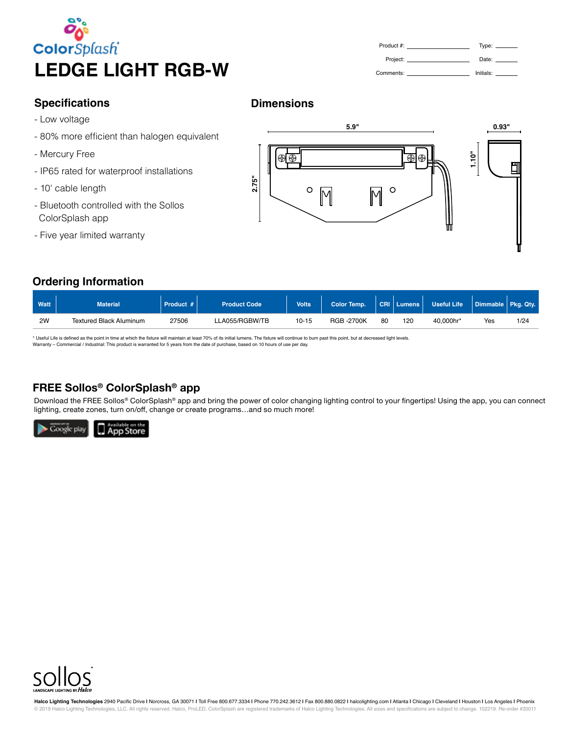ColorSplash

# LEDGE LIGHT RGB-W

| | | | |
|---|---|---|---|
| Product #: | | Type: | |
| Project: | | Date: | |
| Comments: | | Initials: | |

## Specifications

- Low voltage
- 80% more efficient than halogen equivalent
- Mercury Free
- IP65 rated for waterproof installations
- 10' cable length
- Bluetooth controlled with the Sollos ColorSplash app
- Five year limited warranty

## Dimensions

5.9"

0.93"

2.75"

1.10"

## Ordering Information

| Watt | Material | Product # | Product Code | Volts | Color Temp. | CRI | Lumens | Useful Life | Dimmable | Pkg. Qty. |
|---|---|---|---|---|---|---|---|---|---|---|
| 2W | Textured Black Aluminum | 27506 | LLA055/RGBW/TB | 10-15 | RGB -2700K | 80 | 120 | 40,000hr* | Yes | 1/24 |

* Useful Life is defined as the point in time at which the fixture will maintain at least 70% of its initial lumens. The fixture will continue to burn past this point, but at decreased light levels.
Warranty – Commercial / Industrial: This product is warranted for 5 years from the date of purchase, based on 10 hours of use per day.

## FREE Sollos® ColorSplash® app

Download the FREE Sollos® ColorSplash® app and bring the power of color changing lighting control to your fingertips! Using the app, you can connect lighting, create zones, turn on/off, change or create programs…and so much more!

Google play | App Store

sollos LANDSCAPE LIGHTING BY Halco

**Halco Lighting Technologies** 2940 Pacific Drive I Norcross, GA 30071 I Toll Free 800.677.3334 I Phone 770.242.3612 I Fax 800.880.0822 I halcolighting.com I Atlanta I Chicago I Cleveland I Houston I Los Angeles I Phoenix
© 2019 Halco Lighting Technologies, LLC. All rights reserved. Halco, ProLED, ColorSplash are registered trademarks of Halco Lighting Technologies. All sizes and specifications are subject to change. 102219. Re-order #20011